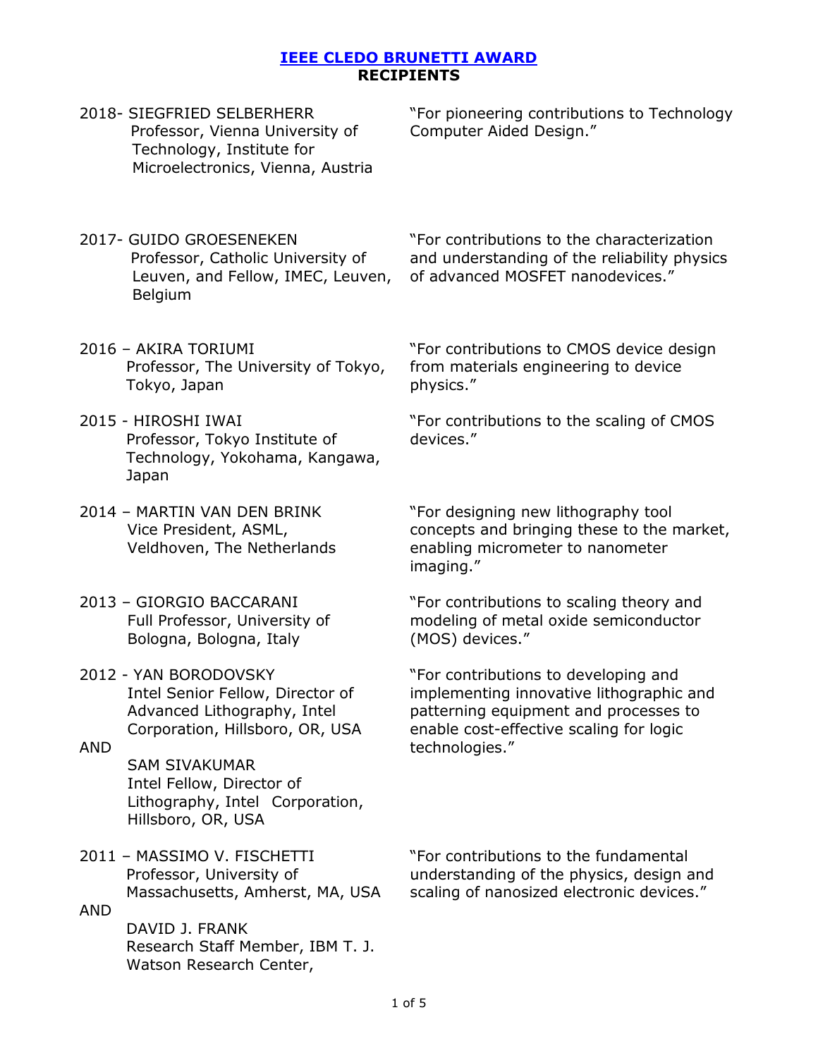# [IEEE CLEDO BRUNETTI AWARD](#)
## RECIPIENTS

2018- SIEGFRIED SELBERHERR
Professor, Vienna University of Technology, Institute for Microelectronics, Vienna, Austria

"For pioneering contributions to Technology Computer Aided Design."

2017- GUIDO GROESENEKEN
Professor, Catholic University of Leuven, and Fellow, IMEC, Leuven, Belgium

"For contributions to the characterization and understanding of the reliability physics of advanced MOSFET nanodevices."

2016 – AKIRA TORIUMI
Professor, The University of Tokyo, Tokyo, Japan

"For contributions to CMOS device design from materials engineering to device physics."

2015 - HIROSHI IWAI
Professor, Tokyo Institute of Technology, Yokohama, Kangawa, Japan

"For contributions to the scaling of CMOS devices."

2014 – MARTIN VAN DEN BRINK
Vice President, ASML, Veldhoven, The Netherlands

"For designing new lithography tool concepts and bringing these to the market, enabling micrometer to nanometer imaging."

2013 – GIORGIO BACCARANI
Full Professor, University of Bologna, Bologna, Italy

"For contributions to scaling theory and modeling of metal oxide semiconductor (MOS) devices."

2012 - YAN BORODOVSKY
Intel Senior Fellow, Director of Advanced Lithography, Intel Corporation, Hillsboro, OR, USA

AND

SAM SIVAKUMAR
Intel Fellow, Director of Lithography, Intel Corporation, Hillsboro, OR, USA

"For contributions to developing and implementing innovative lithographic and patterning equipment and processes to enable cost-effective scaling for logic technologies."

2011 – MASSIMO V. FISCHETTI
Professor, University of Massachusetts, Amherst, MA, USA

AND

DAVID J. FRANK
Research Staff Member, IBM T. J. Watson Research Center,

"For contributions to the fundamental understanding of the physics, design and scaling of nanosized electronic devices."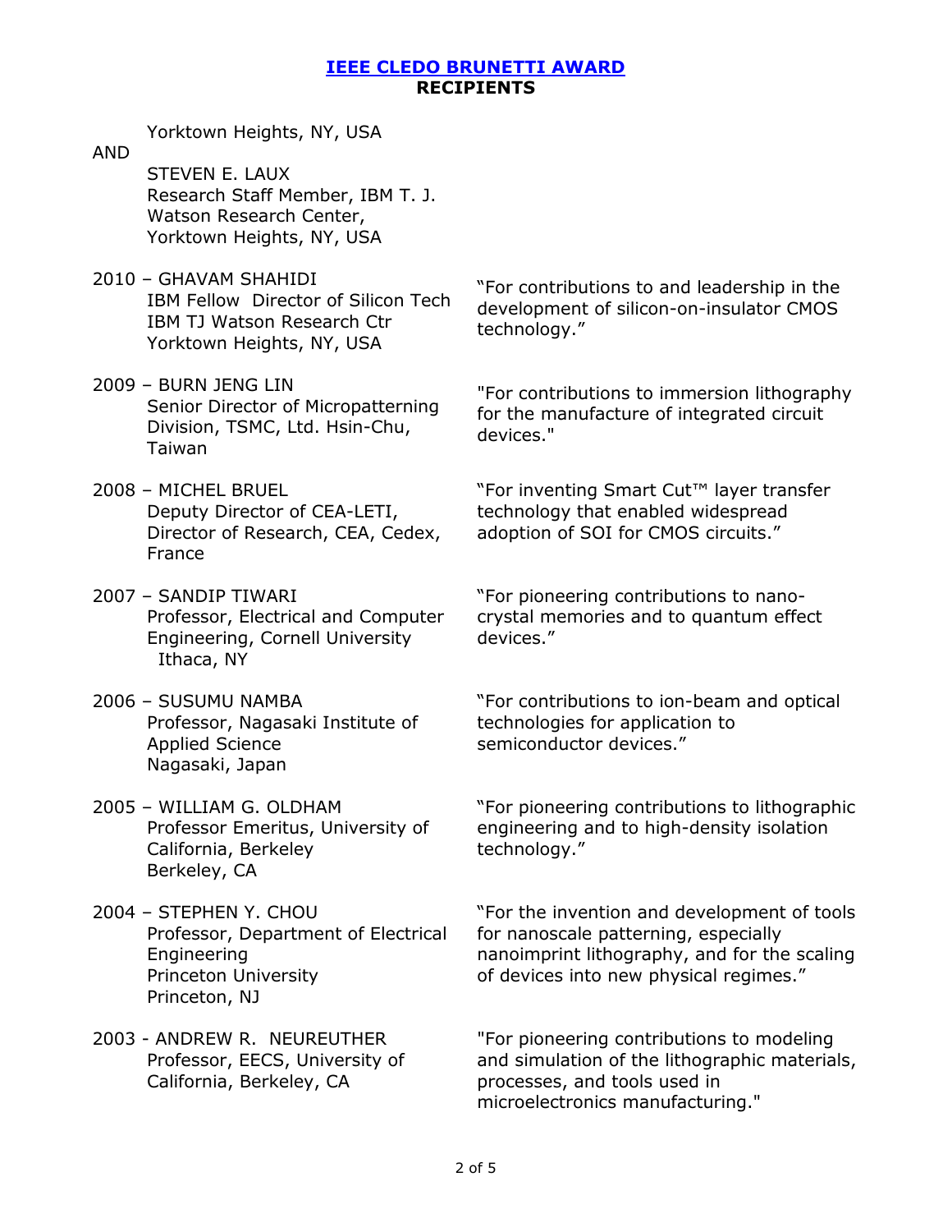## [IEEE CLEDO BRUNETTI AWARD](#)
**RECIPIENTS**

Yorktown Heights, NY, USA

AND

STEVEN E. LAUX
Research Staff Member, IBM T. J. Watson Research Center,
Yorktown Heights, NY, USA

2010 – GHAVAM SHAHIDI
IBM Fellow Director of Silicon Tech
IBM TJ Watson Research Ctr
Yorktown Heights, NY, USA

"For contributions to and leadership in the development of silicon-on-insulator CMOS technology."

2009 – BURN JENG LIN
Senior Director of Micropatterning Division, TSMC, Ltd. Hsin-Chu, Taiwan

"For contributions to immersion lithography for the manufacture of integrated circuit devices."

2008 – MICHEL BRUEL
Deputy Director of CEA-LETI, Director of Research, CEA, Cedex, France

"For inventing Smart Cut™ layer transfer technology that enabled widespread adoption of SOI for CMOS circuits."

2007 – SANDIP TIWARI
Professor, Electrical and Computer Engineering, Cornell University
Ithaca, NY

"For pioneering contributions to nano-crystal memories and to quantum effect devices."

2006 – SUSUMU NAMBA
Professor, Nagasaki Institute of Applied Science
Nagasaki, Japan

"For contributions to ion-beam and optical technologies for application to semiconductor devices."

2005 – WILLIAM G. OLDHAM
Professor Emeritus, University of California, Berkeley
Berkeley, CA

"For pioneering contributions to lithographic engineering and to high-density isolation technology."

2004 – STEPHEN Y. CHOU
Professor, Department of Electrical Engineering
Princeton University
Princeton, NJ

"For the invention and development of tools for nanoscale patterning, especially nanoimprint lithography, and for the scaling of devices into new physical regimes."

2003 - ANDREW R. NEUREUTHER
Professor, EECS, University of California, Berkeley, CA

"For pioneering contributions to modeling and simulation of the lithographic materials, processes, and tools used in microelectronics manufacturing."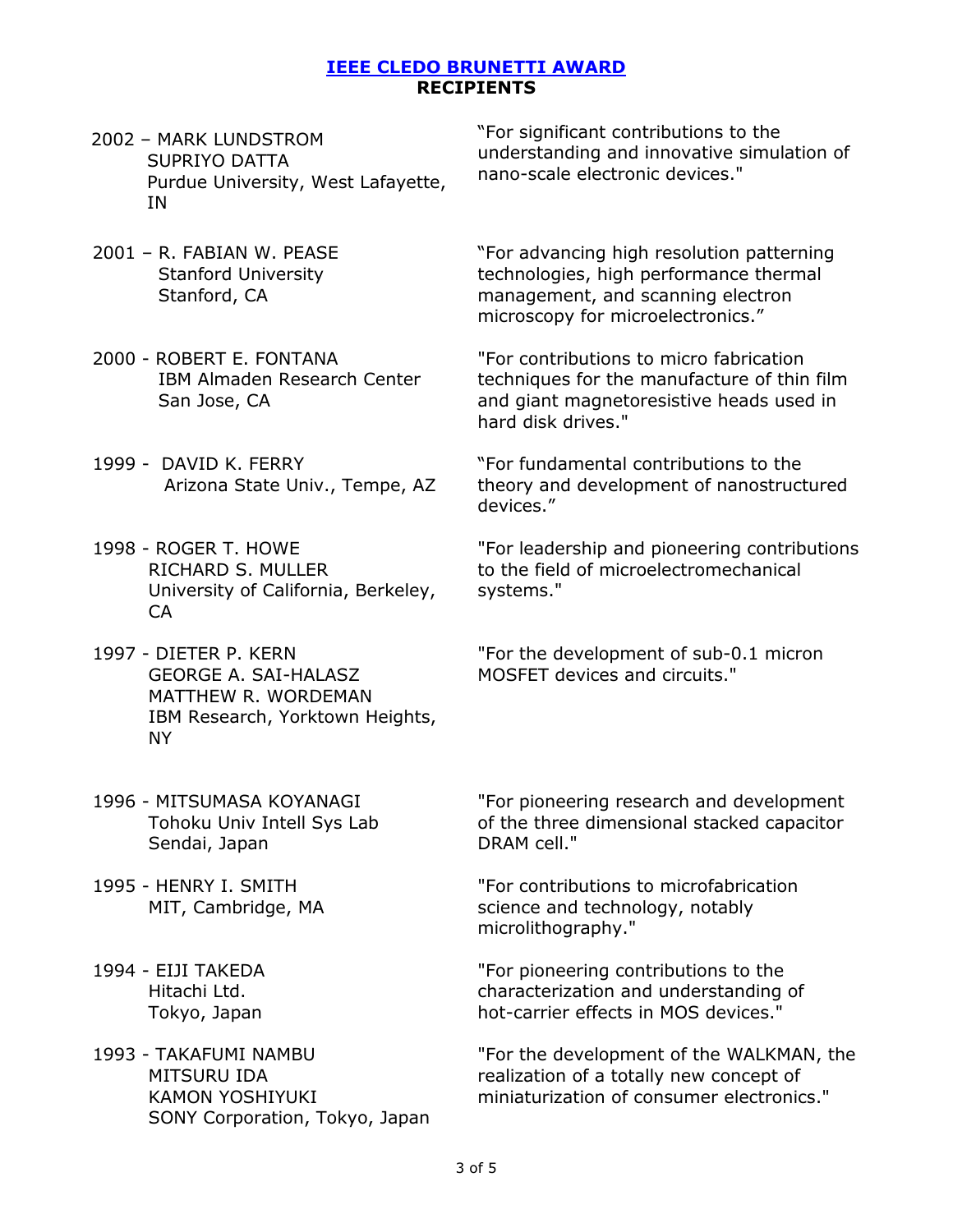## [IEEE CLEDO BRUNETTI AWARD](#)
**RECIPIENTS**

| | |
|---|---|
| 2002 – MARK LUNDSTROM<br>SUPRIYO DATTA<br>Purdue University, West Lafayette, IN | "For significant contributions to the understanding and innovative simulation of nano-scale electronic devices." |
| 2001 – R. FABIAN W. PEASE<br>Stanford University<br>Stanford, CA | "For advancing high resolution patterning technologies, high performance thermal management, and scanning electron microscopy for microelectronics." |
| 2000 - ROBERT E. FONTANA<br>IBM Almaden Research Center<br>San Jose, CA | "For contributions to micro fabrication techniques for the manufacture of thin film and giant magnetoresistive heads used in hard disk drives." |
| 1999 - DAVID K. FERRY<br>Arizona State Univ., Tempe, AZ | "For fundamental contributions to the theory and development of nanostructured devices." |
| 1998 - ROGER T. HOWE<br>RICHARD S. MULLER<br>University of California, Berkeley, CA | "For leadership and pioneering contributions to the field of microelectromechanical systems." |
| 1997 - DIETER P. KERN<br>GEORGE A. SAI-HALASZ<br>MATTHEW R. WORDEMAN<br>IBM Research, Yorktown Heights, NY | "For the development of sub-0.1 micron MOSFET devices and circuits." |
| 1996 - MITSUMASA KOYANAGI<br>Tohoku Univ Intell Sys Lab<br>Sendai, Japan | "For pioneering research and development of the three dimensional stacked capacitor DRAM cell." |
| 1995 - HENRY I. SMITH<br>MIT, Cambridge, MA | "For contributions to microfabrication science and technology, notably microlithography." |
| 1994 - EIJI TAKEDA<br>Hitachi Ltd.<br>Tokyo, Japan | "For pioneering contributions to the characterization and understanding of hot-carrier effects in MOS devices." |
| 1993 - TAKAFUMI NAMBU<br>MITSURU IDA<br>KAMON YOSHIYUKI<br>SONY Corporation, Tokyo, Japan | "For the development of the WALKMAN, the realization of a totally new concept of miniaturization of consumer electronics." |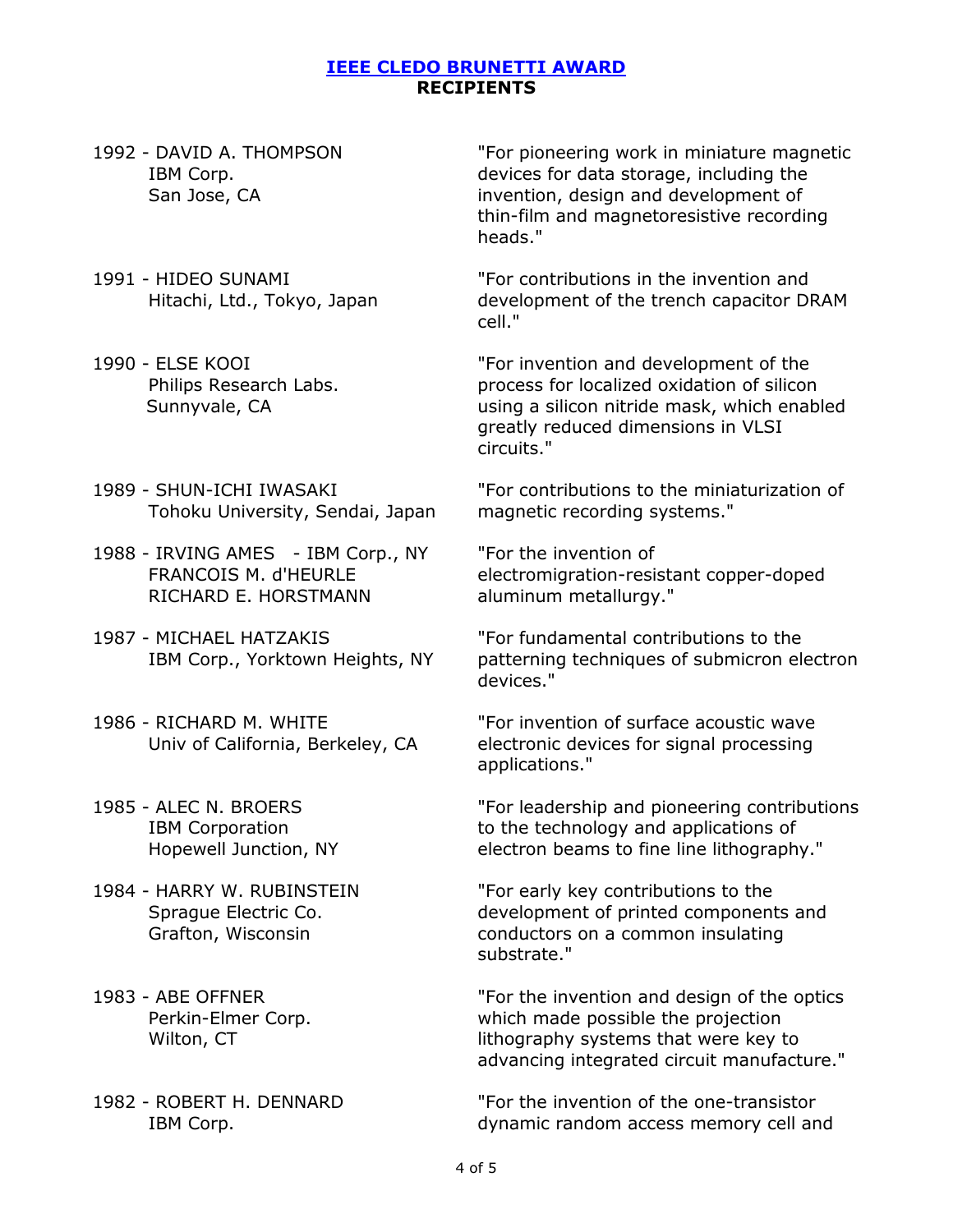## [IEEE CLEDO BRUNETTI AWARD](#)

**RECIPIENTS**

1992 - DAVID A. THOMPSON
IBM Corp.
San Jose, CA

"For pioneering work in miniature magnetic devices for data storage, including the invention, design and development of thin-film and magnetoresistive recording heads."

1991 - HIDEO SUNAMI
Hitachi, Ltd., Tokyo, Japan

"For contributions in the invention and development of the trench capacitor DRAM cell."

1990 - ELSE KOOI
Philips Research Labs.
Sunnyvale, CA

"For invention and development of the process for localized oxidation of silicon using a silicon nitride mask, which enabled greatly reduced dimensions in VLSI circuits."

1989 - SHUN-ICHI IWASAKI
Tohoku University, Sendai, Japan

"For contributions to the miniaturization of magnetic recording systems."

1988 - IRVING AMES - IBM Corp., NY
FRANCOIS M. d'HEURLE
RICHARD E. HORSTMANN

"For the invention of electromigration-resistant copper-doped aluminum metallurgy."

1987 - MICHAEL HATZAKIS
IBM Corp., Yorktown Heights, NY

"For fundamental contributions to the patterning techniques of submicron electron devices."

1986 - RICHARD M. WHITE
Univ of California, Berkeley, CA

"For invention of surface acoustic wave electronic devices for signal processing applications."

1985 - ALEC N. BROERS
IBM Corporation
Hopewell Junction, NY

"For leadership and pioneering contributions to the technology and applications of electron beams to fine line lithography."

1984 - HARRY W. RUBINSTEIN
Sprague Electric Co.
Grafton, Wisconsin

"For early key contributions to the development of printed components and conductors on a common insulating substrate."

1983 - ABE OFFNER
Perkin-Elmer Corp.
Wilton, CT

"For the invention and design of the optics which made possible the projection lithography systems that were key to advancing integrated circuit manufacture."

1982 - ROBERT H. DENNARD
IBM Corp.

"For the invention of the one-transistor dynamic random access memory cell and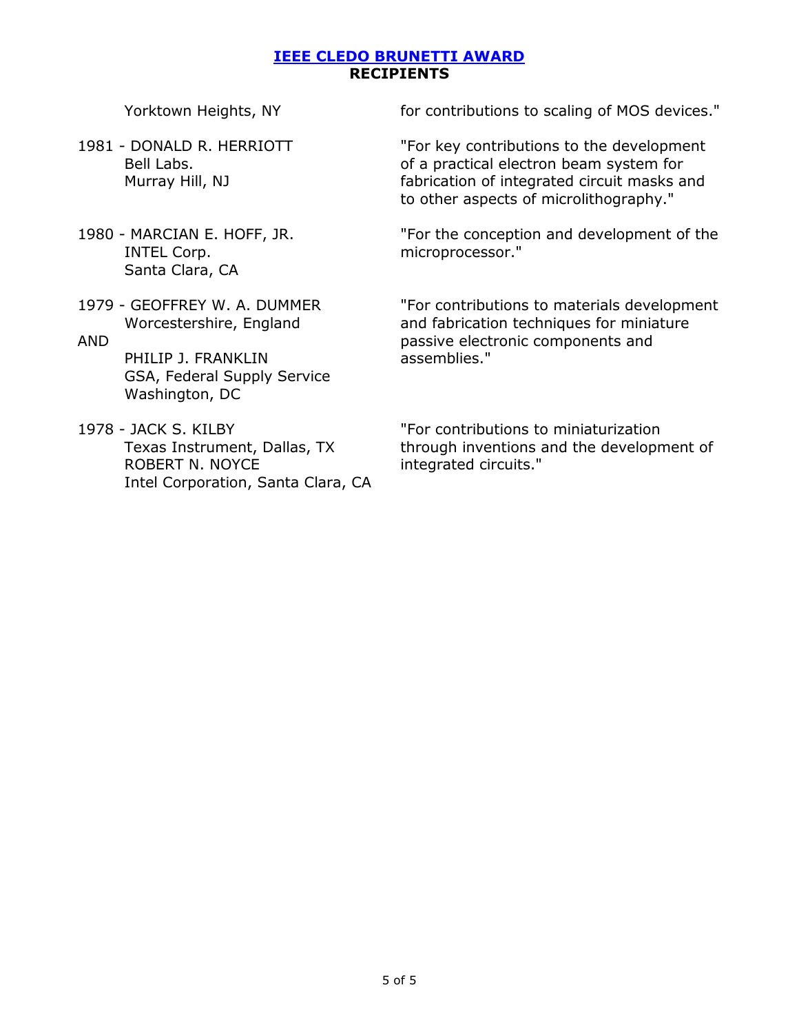**IEEE CLEDO BRUNETTI AWARD**
**RECIPIENTS**

| | |
|---|---|
| Yorktown Heights, NY | for contributions to scaling of MOS devices." |
| 1981 - DONALD R. HERRIOTT<br>Bell Labs.<br>Murray Hill, NJ | "For key contributions to the development of a practical electron beam system for fabrication of integrated circuit masks and to other aspects of microlithography." |
| 1980 - MARCIAN E. HOFF, JR.<br>INTEL Corp.<br>Santa Clara, CA | "For the conception and development of the microprocessor." |
| 1979 - GEOFFREY W. A. DUMMER<br>Worcestershire, England<br>AND<br>PHILIP J. FRANKLIN<br>GSA, Federal Supply Service<br>Washington, DC | "For contributions to materials development and fabrication techniques for miniature passive electronic components and assemblies." |
| 1978 - JACK S. KILBY<br>Texas Instrument, Dallas, TX<br>ROBERT N. NOYCE<br>Intel Corporation, Santa Clara, CA | "For contributions to miniaturization through inventions and the development of integrated circuits." |